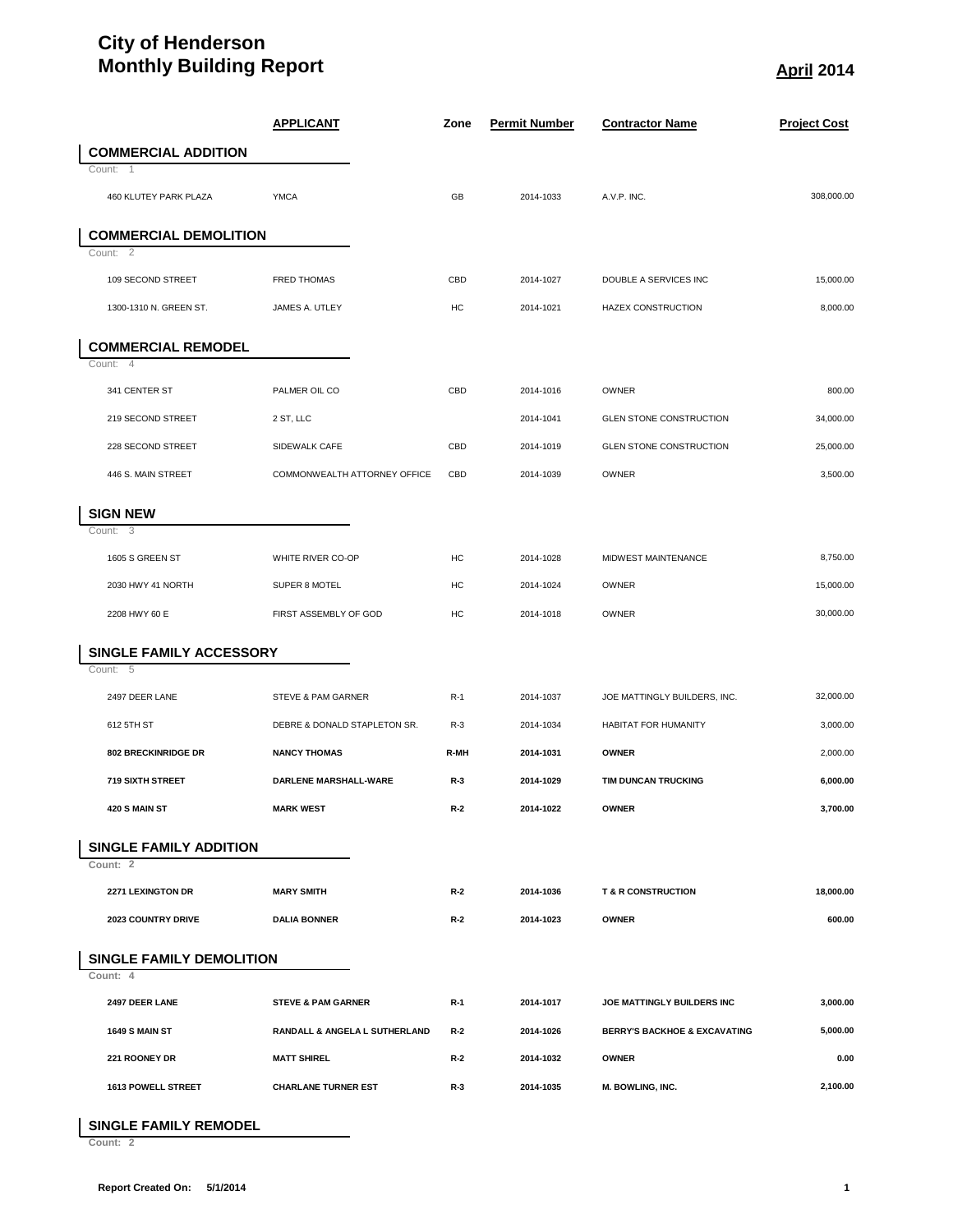# City of Henderson
# Monthly Building Report

**April 2014**

| | APPLICANT | Zone | Permit Number | Contractor Name | Project Cost |
|---|---|---|---|---|---|
| **COMMERCIAL ADDITION** | | | | | |
| Count: 1 | | | | | |
| 460 KLUTEY PARK PLAZA | YMCA | GB | 2014-1033 | A.V.P. INC. | 308,000.00 |
| **COMMERCIAL DEMOLITION** | | | | | |
| Count: 2 | | | | | |
| 109 SECOND STREET | FRED THOMAS | CBD | 2014-1027 | DOUBLE A SERVICES INC | 15,000.00 |
| 1300-1310 N. GREEN ST. | JAMES A. UTLEY | HC | 2014-1021 | HAZEX CONSTRUCTION | 8,000.00 |
| **COMMERCIAL REMODEL** | | | | | |
| Count: 4 | | | | | |
| 341 CENTER ST | PALMER OIL CO | CBD | 2014-1016 | OWNER | 800.00 |
| 219 SECOND STREET | 2 ST, LLC | | 2014-1041 | GLEN STONE CONSTRUCTION | 34,000.00 |
| 228 SECOND STREET | SIDEWALK CAFE | CBD | 2014-1019 | GLEN STONE CONSTRUCTION | 25,000.00 |
| 446 S. MAIN STREET | COMMONWEALTH ATTORNEY OFFICE | CBD | 2014-1039 | OWNER | 3,500.00 |
| **SIGN NEW** | | | | | |
| Count: 3 | | | | | |
| 1605 S GREEN ST | WHITE RIVER CO-OP | HC | 2014-1028 | MIDWEST MAINTENANCE | 8,750.00 |
| 2030 HWY 41 NORTH | SUPER 8 MOTEL | HC | 2014-1024 | OWNER | 15,000.00 |
| 2208 HWY 60 E | FIRST ASSEMBLY OF GOD | HC | 2014-1018 | OWNER | 30,000.00 |
| **SINGLE FAMILY ACCESSORY** | | | | | |
| Count: 5 | | | | | |
| 2497 DEER LANE | STEVE & PAM GARNER | R-1 | 2014-1037 | JOE MATTINGLY BUILDERS, INC. | 32,000.00 |
| 612 5TH ST | DEBRE & DONALD STAPLETON SR. | R-3 | 2014-1034 | HABITAT FOR HUMANITY | 3,000.00 |
| **802 BRECKINRIDGE DR** | **NANCY THOMAS** | **R-MH** | **2014-1031** | **OWNER** | 2,000.00 |
| **719 SIXTH STREET** | **DARLENE MARSHALL-WARE** | **R-3** | **2014-1029** | **TIM DUNCAN TRUCKING** | **6,000.00** |
| **420 S MAIN ST** | **MARK WEST** | **R-2** | **2014-1022** | **OWNER** | **3,700.00** |
| **SINGLE FAMILY ADDITION** | | | | | |
| **Count: 2** | | | | | |
| **2271 LEXINGTON DR** | **MARY SMITH** | **R-2** | **2014-1036** | **T & R CONSTRUCTION** | **18,000.00** |
| **2023 COUNTRY DRIVE** | **DALIA BONNER** | **R-2** | **2014-1023** | **OWNER** | **600.00** |
| **SINGLE FAMILY DEMOLITION** | | | | | |
| **Count: 4** | | | | | |
| **2497 DEER LANE** | **STEVE & PAM GARNER** | **R-1** | **2014-1017** | **JOE MATTINGLY BUILDERS INC** | **3,000.00** |
| **1649 S MAIN ST** | **RANDALL & ANGELA L SUTHERLAND** | **R-2** | **2014-1026** | **BERRY'S BACKHOE & EXCAVATING** | **5,000.00** |
| **221 ROONEY DR** | **MATT SHIREL** | **R-2** | **2014-1032** | **OWNER** | **0.00** |
| **1613 POWELL STREET** | **CHARLANE TURNER EST** | **R-3** | **2014-1035** | **M. BOWLING, INC.** | **2,100.00** |
| **SINGLE FAMILY REMODEL** | | | | | |
| **Count: 2** | | | | | |

**Report Created On: 5/1/2014**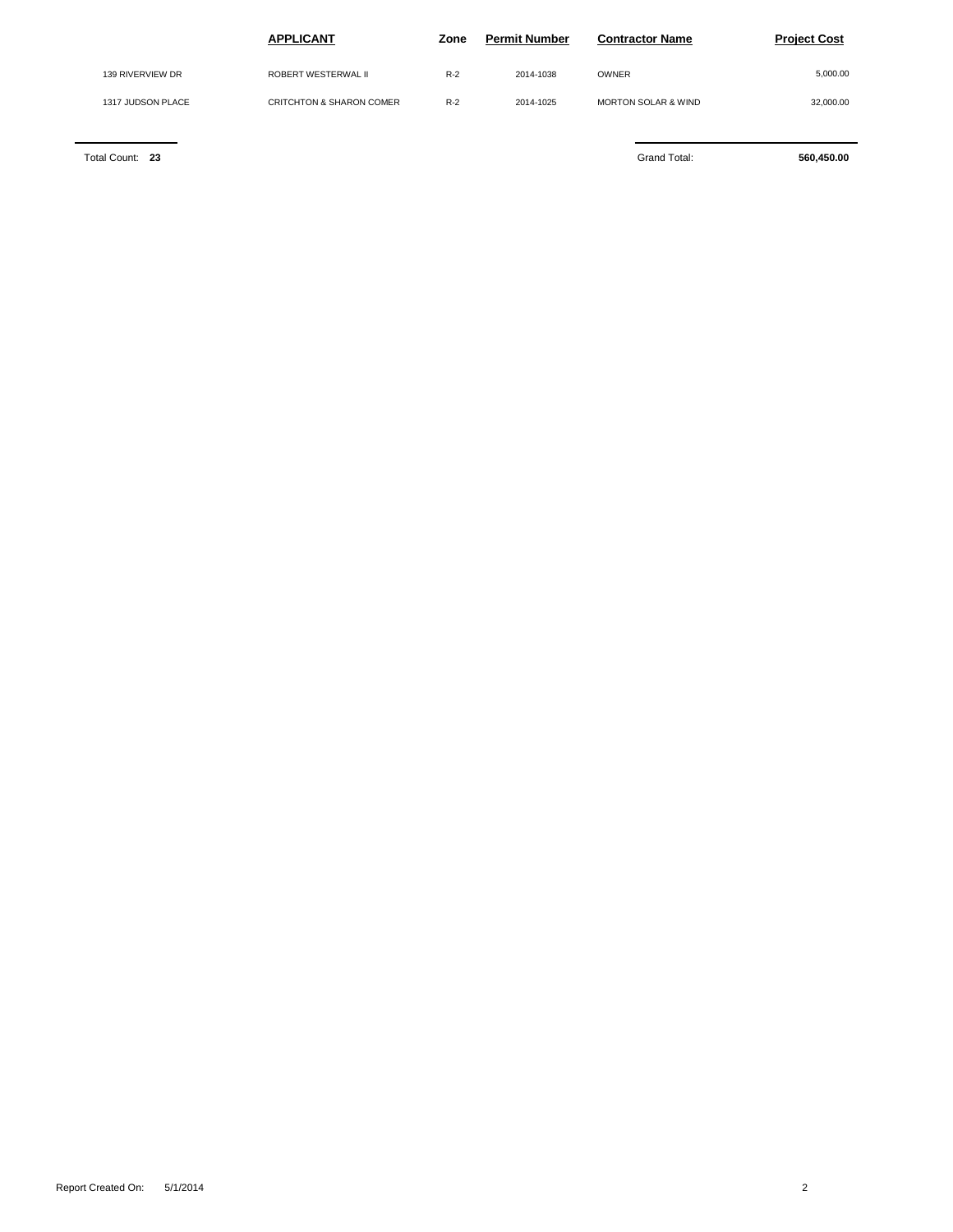| | APPLICANT | Zone | Permit Number | Contractor Name | Project Cost |
|---|---|---|---|---|---|
| 139 RIVERVIEW DR | ROBERT WESTERWAL II | R-2 | 2014-1038 | OWNER | 5,000.00 |
| 1317 JUDSON PLACE | CRITCHTON & SHARON COMER | R-2 | 2014-1025 | MORTON SOLAR & WIND | 32,000.00 |

Total Count: **23**

Grand Total: **560,450.00**

Report Created On: 5/1/2014